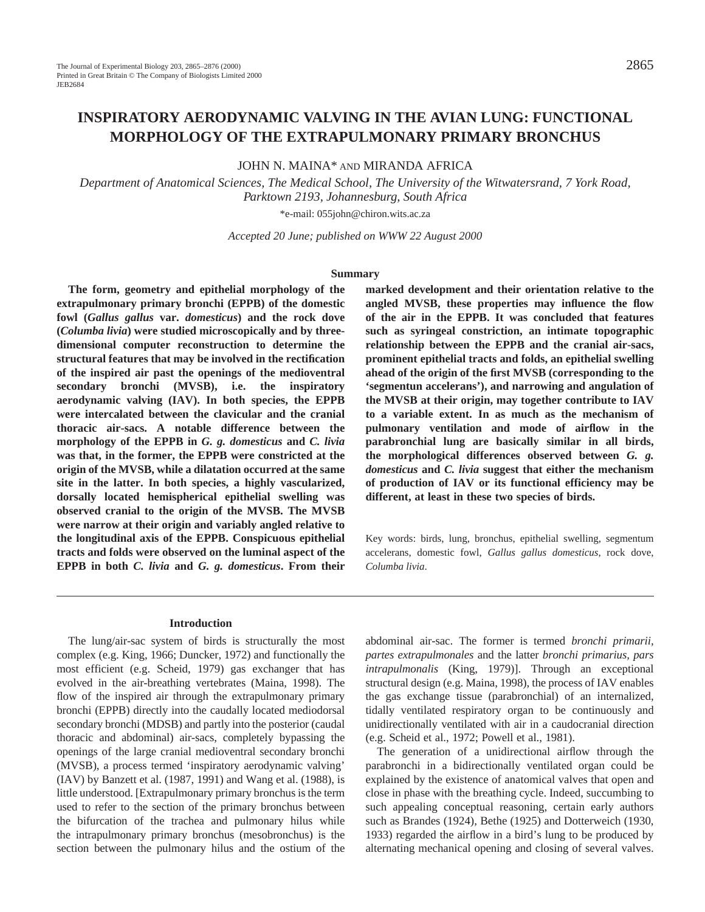# INSPIRATORY AERODYNAMIC VALVING IN THE AVIAN LUNG: FUNCTIONAL MORPHOLOGY OF THE EXTRAPULMONARY PRIMARY BRONCHUS

JOHN N. MAINA* AND MIRANDA AFRICA

*Department of Anatomical Sciences, The Medical School, The University of the Witwatersrand, 7 York Road, Parktown 2193, Johannesburg, South Africa*

*e-mail: 055john@chiron.wits.ac.za

*Accepted 20 June; published on WWW 22 August 2000*

## Summary

**The form, geometry and epithelial morphology of the extrapulmonary primary bronchi (EPPB) of the domestic fowl (*Gallus gallus* var. *domesticus*) and the rock dove (*Columba livia*) were studied microscopically and by three-dimensional computer reconstruction to determine the structural features that may be involved in the rectification of the inspired air past the openings of the medioventral secondary bronchi (MVSB), i.e. the inspiratory aerodynamic valving (IAV). In both species, the EPPB were intercalated between the clavicular and the cranial thoracic air-sacs. A notable difference between the morphology of the EPPB in *G. g. domesticus* and *C. livia* was that, in the former, the EPPB were constricted at the origin of the MVSB, while a dilatation occurred at the same site in the latter. In both species, a highly vascularized, dorsally located hemispherical epithelial swelling was observed cranial to the origin of the MVSB. The MVSB were narrow at their origin and variably angled relative to the longitudinal axis of the EPPB. Conspicuous epithelial tracts and folds were observed on the luminal aspect of the EPPB in both *C. livia* and *G. g. domesticus*. From their marked development and their orientation relative to the angled MVSB, these properties may influence the flow of the air in the EPPB. It was concluded that features such as syringeal constriction, an intimate topographic relationship between the EPPB and the cranial air-sacs, prominent epithelial tracts and folds, an epithelial swelling ahead of the origin of the first MVSB (corresponding to the 'segmentun accelerans'), and narrowing and angulation of the MVSB at their origin, may together contribute to IAV to a variable extent. In as much as the mechanism of pulmonary ventilation and mode of airflow in the parabronchial lung are basically similar in all birds, the morphological differences observed between *G. g. domesticus* and *C. livia* suggest that either the mechanism of production of IAV or its functional efficiency may be different, at least in these two species of birds.**

Key words: birds, lung, bronchus, epithelial swelling, segmentum accelerans, domestic fowl, *Gallus gallus domesticus*, rock dove, *Columba livia*.

## Introduction

The lung/air-sac system of birds is structurally the most complex (e.g. King, 1966; Duncker, 1972) and functionally the most efficient (e.g. Scheid, 1979) gas exchanger that has evolved in the air-breathing vertebrates (Maina, 1998). The flow of the inspired air through the extrapulmonary primary bronchi (EPPB) directly into the caudally located mediodorsal secondary bronchi (MDSB) and partly into the posterior (caudal thoracic and abdominal) air-sacs, completely bypassing the openings of the large cranial medioventral secondary bronchi (MVSB), a process termed 'inspiratory aerodynamic valving' (IAV) by Banzett et al. (1987, 1991) and Wang et al. (1988), is little understood. [Extrapulmonary primary bronchus is the term used to refer to the section of the primary bronchus between the bifurcation of the trachea and pulmonary hilus while the intrapulmonary primary bronchus (mesobronchus) is the section between the pulmonary hilus and the ostium of the abdominal air-sac. The former is termed *bronchi primarii, partes extrapulmonales* and the latter *bronchi primarius, pars intrapulmonalis* (King, 1979)]. Through an exceptional structural design (e.g. Maina, 1998), the process of IAV enables the gas exchange tissue (parabronchial) of an internalized, tidally ventilated respiratory organ to be continuously and unidirectionally ventilated with air in a caudocranial direction (e.g. Scheid et al., 1972; Powell et al., 1981).

The generation of a unidirectional airflow through the parabronchi in a bidirectionally ventilated organ could be explained by the existence of anatomical valves that open and close in phase with the breathing cycle. Indeed, succumbing to such appealing conceptual reasoning, certain early authors such as Brandes (1924), Bethe (1925) and Dotterweich (1930, 1933) regarded the airflow in a bird's lung to be produced by alternating mechanical opening and closing of several valves.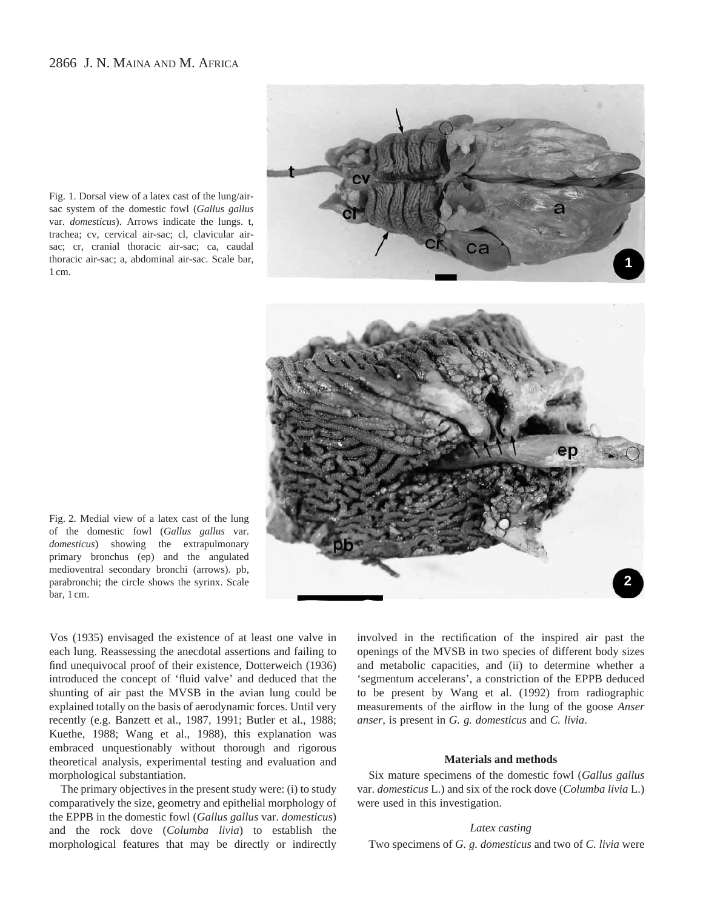Fig. 1. Dorsal view of a latex cast of the lung/air-sac system of the domestic fowl (*Gallus gallus* var. *domesticus*). Arrows indicate the lungs. t, trachea; cv, cervical air-sac; cl, clavicular air-sac; cr, cranial thoracic air-sac; ca, caudal thoracic air-sac; a, abdominal air-sac. Scale bar, 1 cm.

Fig. 2. Medial view of a latex cast of the lung of the domestic fowl (*Gallus gallus* var. *domesticus*) showing the extrapulmonary primary bronchus (ep) and the angulated medioventral secondary bronchi (arrows). pb, parabronchi; the circle shows the syrinx. Scale bar, 1 cm.

Vos (1935) envisaged the existence of at least one valve in each lung. Reassessing the anecdotal assertions and failing to find unequivocal proof of their existence, Dotterweich (1936) introduced the concept of 'fluid valve' and deduced that the shunting of air past the MVSB in the avian lung could be explained totally on the basis of aerodynamic forces. Until very recently (e.g. Banzett et al., 1987, 1991; Butler et al., 1988; Kuethe, 1988; Wang et al., 1988), this explanation was embraced unquestionably without thorough and rigorous theoretical analysis, experimental testing and evaluation and morphological substantiation.

The primary objectives in the present study were: (i) to study comparatively the size, geometry and epithelial morphology of the EPPB in the domestic fowl (*Gallus gallus* var. *domesticus*) and the rock dove (*Columba livia*) to establish the morphological features that may be directly or indirectly involved in the rectification of the inspired air past the openings of the MVSB in two species of different body sizes and metabolic capacities, and (ii) to determine whether a 'segmentum accelerans', a constriction of the EPPB deduced to be present by Wang et al. (1992) from radiographic measurements of the airflow in the lung of the goose *Anser anser*, is present in *G. g. domesticus* and *C. livia*.

## Materials and methods

Six mature specimens of the domestic fowl (*Gallus gallus* var. *domesticus* L.) and six of the rock dove (*Columba livia* L.) were used in this investigation.

### *Latex casting*

Two specimens of *G. g. domesticus* and two of *C. livia* were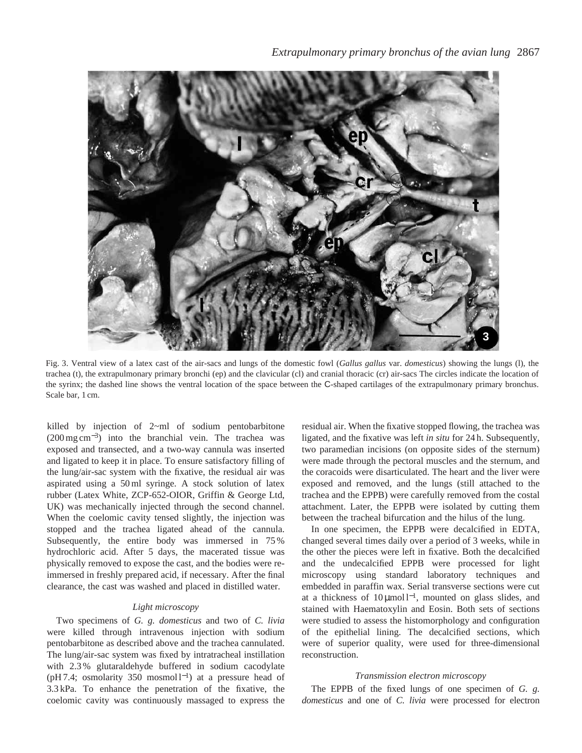Fig. 3. Ventral view of a latex cast of the air-sacs and lungs of the domestic fowl (*Gallus gallus* var. *domesticus*) showing the lungs (l), the trachea (t), the extrapulmonary primary bronchi (ep) and the clavicular (cl) and cranial thoracic (cr) air-sacs The circles indicate the location of the syrinx; the dashed line shows the ventral location of the space between the C-shaped cartilages of the extrapulmonary primary bronchus. Scale bar, 1 cm.

killed by injection of 2~ml of sodium pentobarbitone (200 mg cm$^{-3}$) into the branchial vein. The trachea was exposed and transected, and a two-way cannula was inserted and ligated to keep it in place. To ensure satisfactory filling of the lung/air-sac system with the fixative, the residual air was aspirated using a 50 ml syringe. A stock solution of latex rubber (Latex White, ZCP-652-OIOR, Griffin & George Ltd, UK) was mechanically injected through the second channel. When the coelomic cavity tensed slightly, the injection was stopped and the trachea ligated ahead of the cannula. Subsequently, the entire body was immersed in 75 % hydrochloric acid. After 5 days, the macerated tissue was physically removed to expose the cast, and the bodies were re-immersed in freshly prepared acid, if necessary. After the final clearance, the cast was washed and placed in distilled water.

### *Light microscopy*

Two specimens of *G. g. domesticus* and two of *C. livia* were killed through intravenous injection with sodium pentobarbitone as described above and the trachea cannulated. The lung/air-sac system was fixed by intratracheal instillation with 2.3 % glutaraldehyde buffered in sodium cacodylate (pH 7.4; osmolarity 350 mosmol l$^{-1}$) at a pressure head of 3.3 kPa. To enhance the penetration of the fixative, the coelomic cavity was continuously massaged to express the residual air. When the fixative stopped flowing, the trachea was ligated, and the fixative was left *in situ* for 24 h. Subsequently, two paramedian incisions (on opposite sides of the sternum) were made through the pectoral muscles and the sternum, and the coracoids were disarticulated. The heart and the liver were exposed and removed, and the lungs (still attached to the trachea and the EPPB) were carefully removed from the costal attachment. Later, the EPPB were isolated by cutting them between the tracheal bifurcation and the hilus of the lung.

In one specimen, the EPPB were decalcified in EDTA, changed several times daily over a period of 3 weeks, while in the other the pieces were left in fixative. Both the decalcified and the undecalcified EPPB were processed for light microscopy using standard laboratory techniques and embedded in paraffin wax. Serial transverse sections were cut at a thickness of 10 μmol l$^{-1}$, mounted on glass slides, and stained with Haematoxylin and Eosin. Both sets of sections were studied to assess the histomorphology and configuration of the epithelial lining. The decalcified sections, which were of superior quality, were used for three-dimensional reconstruction.

### *Transmission electron microscopy*

The EPPB of the fixed lungs of one specimen of *G. g. domesticus* and one of *C. livia* were processed for electron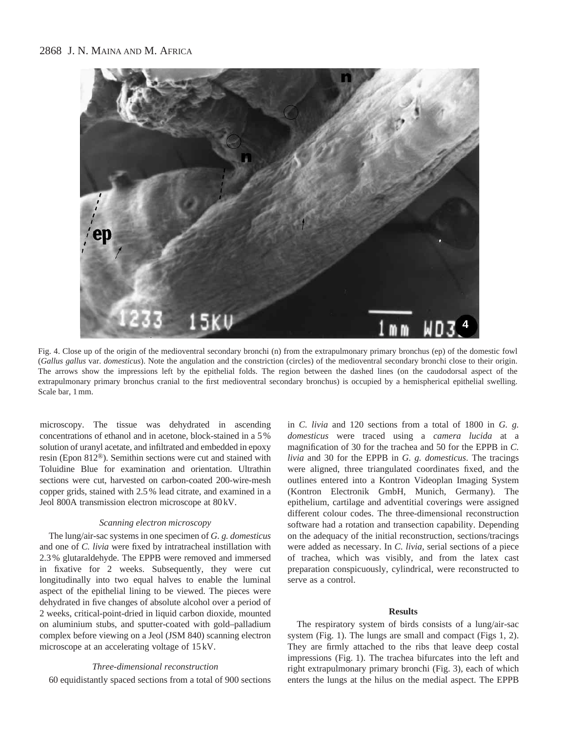Fig. 4. Close up of the origin of the medioventral secondary bronchi (n) from the extrapulmonary primary bronchus (ep) of the domestic fowl (*Gallus gallus* var. *domesticus*). Note the angulation and the constriction (circles) of the medioventral secondary bronchi close to their origin. The arrows show the impressions left by the epithelial folds. The region between the dashed lines (on the caudodorsal aspect of the extrapulmonary primary bronchus cranial to the first medioventral secondary bronchus) is occupied by a hemispherical epithelial swelling. Scale bar, 1 mm.

microscopy. The tissue was dehydrated in ascending concentrations of ethanol and in acetone, block-stained in a 5 % solution of uranyl acetate, and infiltrated and embedded in epoxy resin (Epon 812®). Semithin sections were cut and stained with Toluidine Blue for examination and orientation. Ultrathin sections were cut, harvested on carbon-coated 200-wire-mesh copper grids, stained with 2.5 % lead citrate, and examined in a Jeol 800A transmission electron microscope at 80 kV.

### *Scanning electron microscopy*

The lung/air-sac systems in one specimen of *G. g. domesticus* and one of *C. livia* were fixed by intratracheal instillation with 2.3 % glutaraldehyde. The EPPB were removed and immersed in fixative for 2 weeks. Subsequently, they were cut longitudinally into two equal halves to enable the luminal aspect of the epithelial lining to be viewed. The pieces were dehydrated in five changes of absolute alcohol over a period of 2 weeks, critical-point-dried in liquid carbon dioxide, mounted on aluminium stubs, and sputter-coated with gold–palladium complex before viewing on a Jeol (JSM 840) scanning electron microscope at an accelerating voltage of 15 kV.

### *Three-dimensional reconstruction*

60 equidistantly spaced sections from a total of 900 sections in *C. livia* and 120 sections from a total of 1800 in *G. g. domesticus* were traced using a *camera lucida* at a magnification of 30 for the trachea and 50 for the EPPB in *C. livia* and 30 for the EPPB in *G. g. domesticus*. The tracings were aligned, three triangulated coordinates fixed, and the outlines entered into a Kontron Videoplan Imaging System (Kontron Electronik GmbH, Munich, Germany). The epithelium, cartilage and adventitial coverings were assigned different colour codes. The three-dimensional reconstruction software had a rotation and transection capability. Depending on the adequacy of the initial reconstruction, sections/tracings were added as necessary. In *C. livia*, serial sections of a piece of trachea, which was visibly, and from the latex cast preparation conspicuously, cylindrical, were reconstructed to serve as a control.

## Results

The respiratory system of birds consists of a lung/air-sac system (Fig. 1). The lungs are small and compact (Figs 1, 2). They are firmly attached to the ribs that leave deep costal impressions (Fig. 1). The trachea bifurcates into the left and right extrapulmonary primary bronchi (Fig. 3), each of which enters the lungs at the hilus on the medial aspect. The EPPB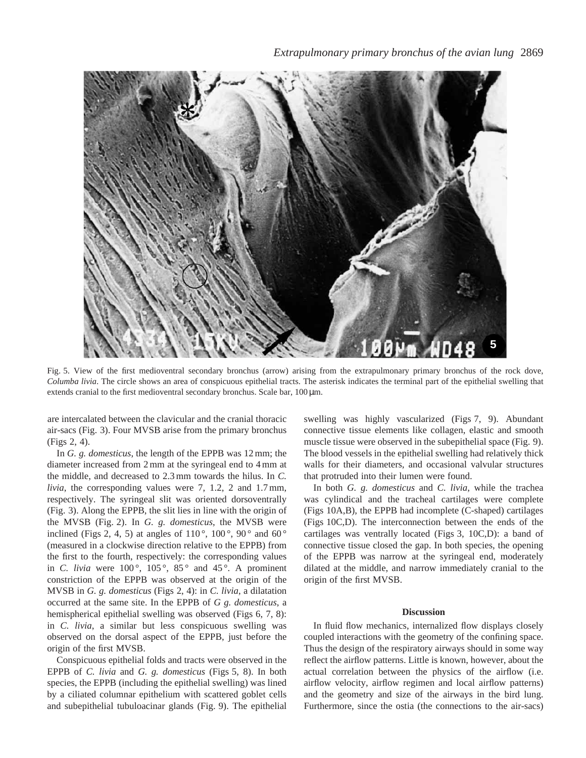Fig. 5. View of the first medioventral secondary bronchus (arrow) arising from the extrapulmonary primary bronchus of the rock dove, *Columba livia*. The circle shows an area of conspicuous epithelial tracts. The asterisk indicates the terminal part of the epithelial swelling that extends cranial to the first medioventral secondary bronchus. Scale bar, 100 µm.

are intercalated between the clavicular and the cranial thoracic air-sacs (Fig. 3). Four MVSB arise from the primary bronchus (Figs 2, 4).

In *G. g. domesticus*, the length of the EPPB was 12 mm; the diameter increased from 2 mm at the syringeal end to 4 mm at the middle, and decreased to 2.3 mm towards the hilus. In *C. livia*, the corresponding values were 7, 1.2, 2 and 1.7 mm, respectively. The syringeal slit was oriented dorsoventrally (Fig. 3). Along the EPPB, the slit lies in line with the origin of the MVSB (Fig. 2). In *G. g. domesticus*, the MVSB were inclined (Figs 2, 4, 5) at angles of 110 °, 100 °, 90 ° and 60 ° (measured in a clockwise direction relative to the EPPB) from the first to the fourth, respectively: the corresponding values in *C. livia* were 100 °, 105 °, 85 ° and 45 °. A prominent constriction of the EPPB was observed at the origin of the MVSB in *G. g. domesticus* (Figs 2, 4): in *C. livia*, a dilatation occurred at the same site. In the EPPB of *G g. domesticus*, a hemispherical epithelial swelling was observed (Figs 6, 7, 8): in *C. livia*, a similar but less conspicuous swelling was observed on the dorsal aspect of the EPPB, just before the origin of the first MVSB.

Conspicuous epithelial folds and tracts were observed in the EPPB of *C. livia* and *G. g. domesticus* (Figs 5, 8). In both species, the EPPB (including the epithelial swelling) was lined by a ciliated columnar epithelium with scattered goblet cells and subepithelial tubuloacinar glands (Fig. 9). The epithelial swelling was highly vascularized (Figs 7, 9). Abundant connective tissue elements like collagen, elastic and smooth muscle tissue were observed in the subepithelial space (Fig. 9). The blood vessels in the epithelial swelling had relatively thick walls for their diameters, and occasional valvular structures that protruded into their lumen were found.

In both *G. g. domesticus* and *C. livia*, while the trachea was cylindical and the tracheal cartilages were complete (Figs 10A,B), the EPPB had incomplete (C-shaped) cartilages (Figs 10C,D). The interconnection between the ends of the cartilages was ventrally located (Figs 3, 10C,D): a band of connective tissue closed the gap. In both species, the opening of the EPPB was narrow at the syringeal end, moderately dilated at the middle, and narrow immediately cranial to the origin of the first MVSB.

## Discussion

In fluid flow mechanics, internalized flow displays closely coupled interactions with the geometry of the confining space. Thus the design of the respiratory airways should in some way reflect the airflow patterns. Little is known, however, about the actual correlation between the physics of the airflow (i.e. airflow velocity, airflow regimen and local airflow patterns) and the geometry and size of the airways in the bird lung. Furthermore, since the ostia (the connections to the air-sacs)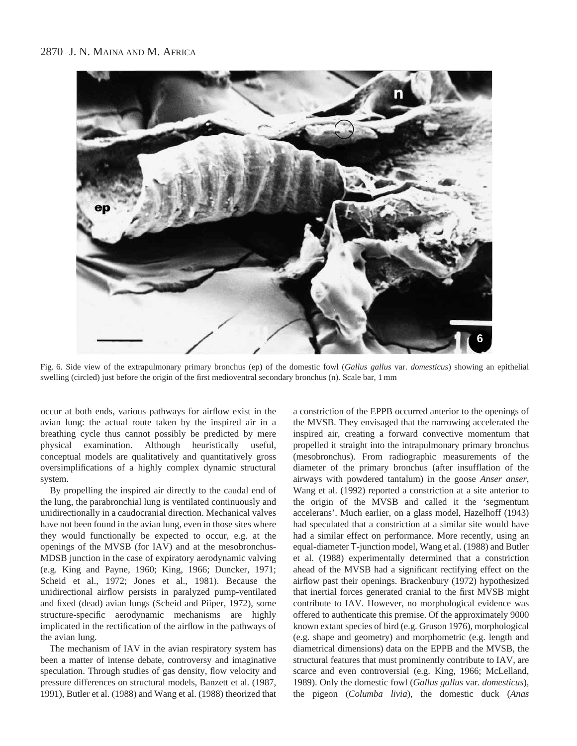Fig. 6. Side view of the extrapulmonary primary bronchus (ep) of the domestic fowl (*Gallus gallus* var. *domesticus*) showing an epithelial swelling (circled) just before the origin of the first medioventral secondary bronchus (n). Scale bar, 1 mm

occur at both ends, various pathways for airflow exist in the avian lung: the actual route taken by the inspired air in a breathing cycle thus cannot possibly be predicted by mere physical examination. Although heuristically useful, conceptual models are qualitatively and quantitatively gross oversimplifications of a highly complex dynamic structural system.

By propelling the inspired air directly to the caudal end of the lung, the parabronchial lung is ventilated continuously and unidirectionally in a caudocranial direction. Mechanical valves have not been found in the avian lung, even in those sites where they would functionally be expected to occur, e.g. at the openings of the MVSB (for IAV) and at the mesobronchus-MDSB junction in the case of expiratory aerodynamic valving (e.g. King and Payne, 1960; King, 1966; Duncker, 1971; Scheid et al., 1972; Jones et al., 1981). Because the unidirectional airflow persists in paralyzed pump-ventilated and fixed (dead) avian lungs (Scheid and Piiper, 1972), some structure-specific aerodynamic mechanisms are highly implicated in the rectification of the airflow in the pathways of the avian lung.

The mechanism of IAV in the avian respiratory system has been a matter of intense debate, controversy and imaginative speculation. Through studies of gas density, flow velocity and pressure differences on structural models, Banzett et al. (1987, 1991), Butler et al. (1988) and Wang et al. (1988) theorized that a constriction of the EPPB occurred anterior to the openings of the MVSB. They envisaged that the narrowing accelerated the inspired air, creating a forward convective momentum that propelled it straight into the intrapulmonary primary bronchus (mesobronchus). From radiographic measurements of the diameter of the primary bronchus (after insufflation of the airways with powdered tantalum) in the goose *Anser anser*, Wang et al. (1992) reported a constriction at a site anterior to the origin of the MVSB and called it the 'segmentum accelerans'. Much earlier, on a glass model, Hazelhoff (1943) had speculated that a constriction at a similar site would have had a similar effect on performance. More recently, using an equal-diameter T-junction model, Wang et al. (1988) and Butler et al. (1988) experimentally determined that a constriction ahead of the MVSB had a significant rectifying effect on the airflow past their openings. Brackenbury (1972) hypothesized that inertial forces generated cranial to the first MVSB might contribute to IAV. However, no morphological evidence was offered to authenticate this premise. Of the approximately 9000 known extant species of bird (e.g. Gruson 1976), morphological (e.g. shape and geometry) and morphometric (e.g. length and diametrical dimensions) data on the EPPB and the MVSB, the structural features that must prominently contribute to IAV, are scarce and even controversial (e.g. King, 1966; McLelland, 1989). Only the domestic fowl (*Gallus gallus* var. *domesticus*), the pigeon (*Columba livia*), the domestic duck (*Anas*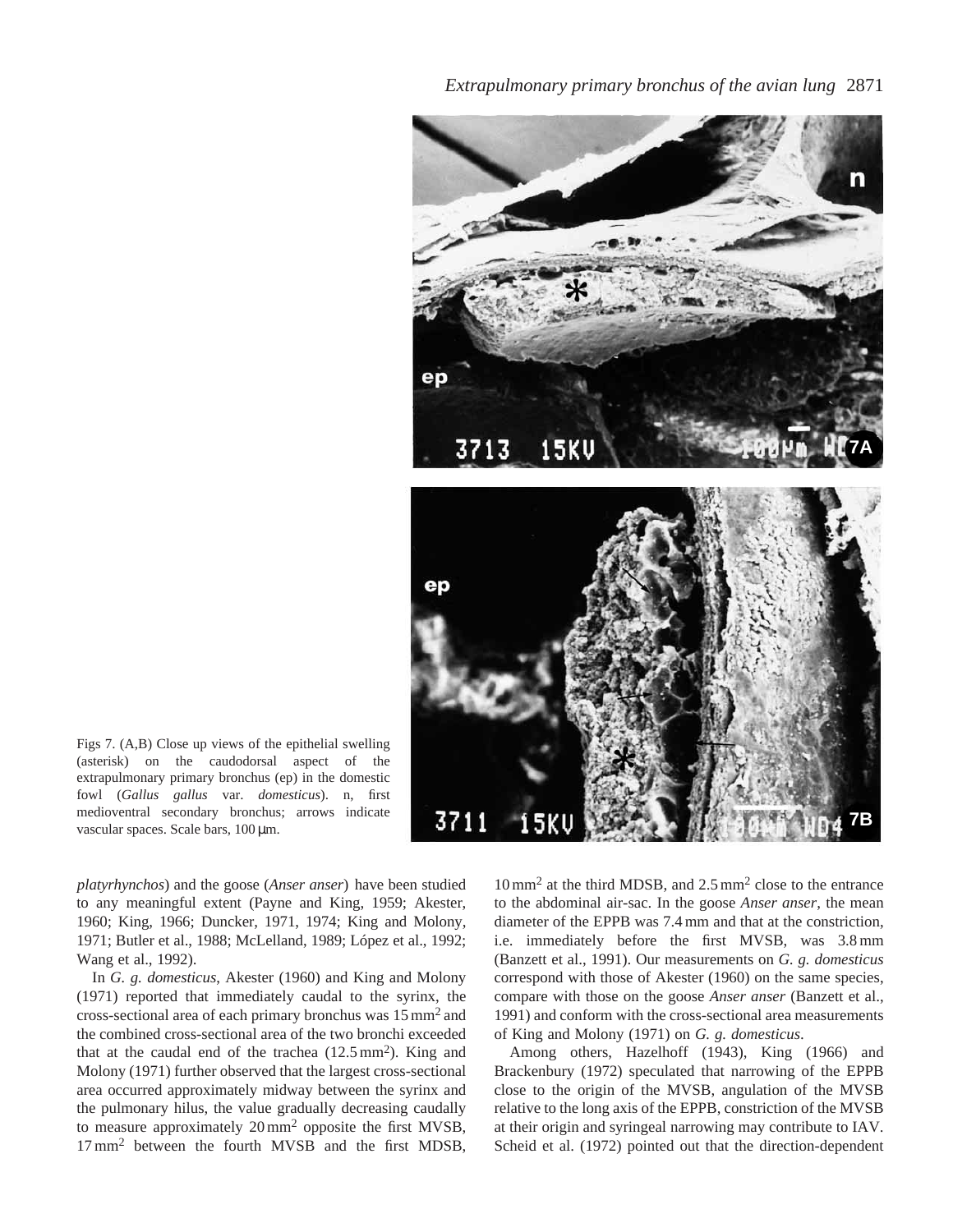Figs 7. (A,B) Close up views of the epithelial swelling (asterisk) on the caudodorsal aspect of the extrapulmonary primary bronchus (ep) in the domestic fowl (*Gallus gallus* var. *domesticus*). n, first medioventral secondary bronchus; arrows indicate vascular spaces. Scale bars, 100 µm.

*platyrhynchos*) and the goose (*Anser anser*) have been studied to any meaningful extent (Payne and King, 1959; Akester, 1960; King, 1966; Duncker, 1971, 1974; King and Molony, 1971; Butler et al., 1988; McLelland, 1989; López et al., 1992; Wang et al., 1992).

In *G. g. domesticus*, Akester (1960) and King and Molony (1971) reported that immediately caudal to the syrinx, the cross-sectional area of each primary bronchus was $15\,mm^2$ and the combined cross-sectional area of the two bronchi exceeded that at the caudal end of the trachea ($12.5\,mm^2$). King and Molony (1971) further observed that the largest cross-sectional area occurred approximately midway between the syrinx and the pulmonary hilus, the value gradually decreasing caudally to measure approximately $20\,mm^2$ opposite the first MVSB, $17\,mm^2$ between the fourth MVSB and the first MDSB, $10\,mm^2$ at the third MDSB, and $2.5\,mm^2$ close to the entrance to the abdominal air-sac. In the goose *Anser anser*, the mean diameter of the EPPB was 7.4 mm and that at the constriction, i.e. immediately before the first MVSB, was 3.8 mm (Banzett et al., 1991). Our measurements on *G. g. domesticus* correspond with those of Akester (1960) on the same species, compare with those on the goose *Anser anser* (Banzett et al., 1991) and conform with the cross-sectional area measurements of King and Molony (1971) on *G. g. domesticus*.

Among others, Hazelhoff (1943), King (1966) and Brackenbury (1972) speculated that narrowing of the EPPB close to the origin of the MVSB, angulation of the MVSB relative to the long axis of the EPPB, constriction of the MVSB at their origin and syringeal narrowing may contribute to IAV. Scheid et al. (1972) pointed out that the direction-dependent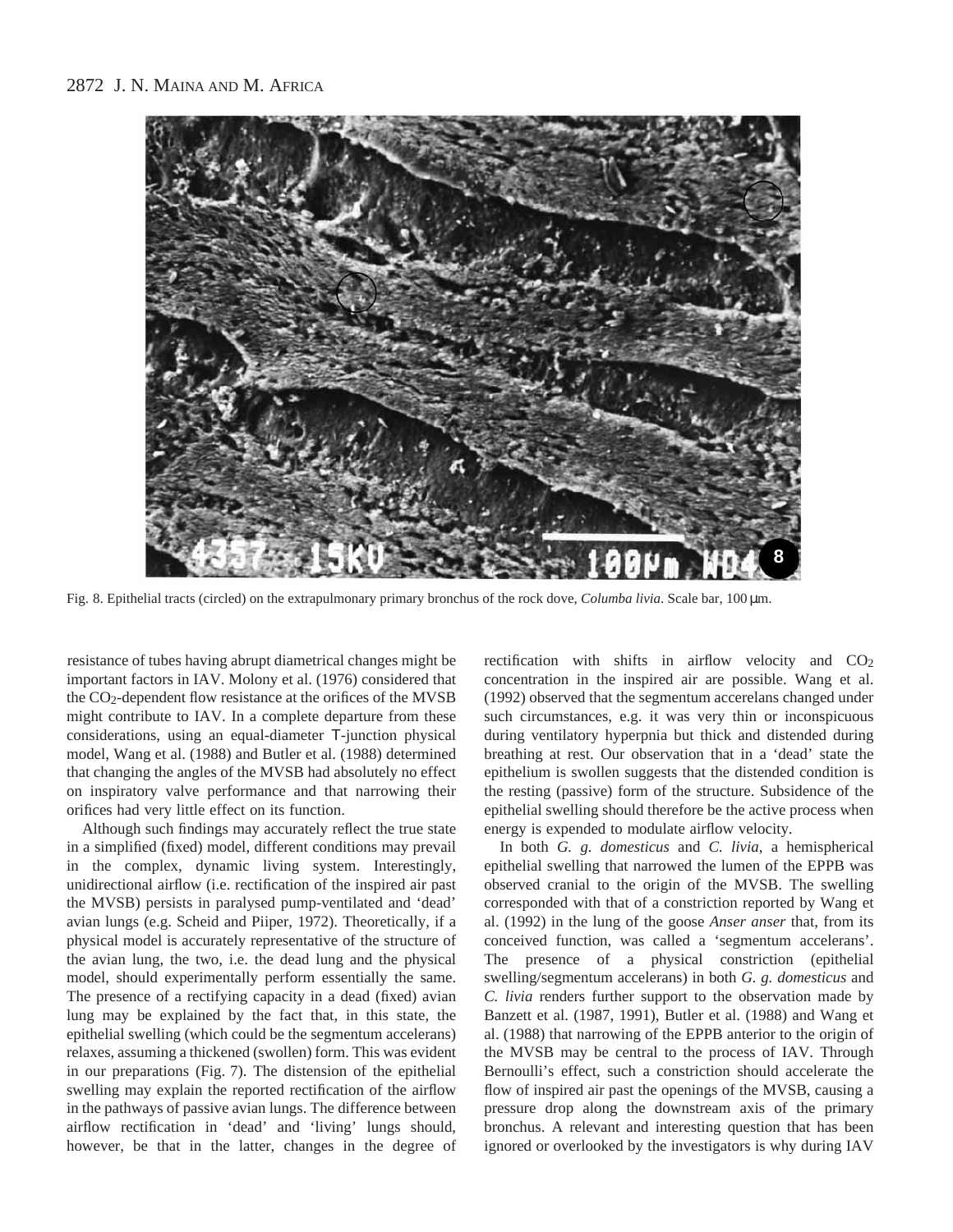Fig. 8. Epithelial tracts (circled) on the extrapulmonary primary bronchus of the rock dove, *Columba livia*. Scale bar, 100 μm.

resistance of tubes having abrupt diametrical changes might be important factors in IAV. Molony et al. (1976) considered that the $CO_2$-dependent flow resistance at the orifices of the MVSB might contribute to IAV. In a complete departure from these considerations, using an equal-diameter T-junction physical model, Wang et al. (1988) and Butler et al. (1988) determined that changing the angles of the MVSB had absolutely no effect on inspiratory valve performance and that narrowing their orifices had very little effect on its function.

Although such findings may accurately reflect the true state in a simplified (fixed) model, different conditions may prevail in the complex, dynamic living system. Interestingly, unidirectional airflow (i.e. rectification of the inspired air past the MVSB) persists in paralysed pump-ventilated and 'dead' avian lungs (e.g. Scheid and Piiper, 1972). Theoretically, if a physical model is accurately representative of the structure of the avian lung, the two, i.e. the dead lung and the physical model, should experimentally perform essentially the same. The presence of a rectifying capacity in a dead (fixed) avian lung may be explained by the fact that, in this state, the epithelial swelling (which could be the segmentum accelerans) relaxes, assuming a thickened (swollen) form. This was evident in our preparations (Fig. 7). The distension of the epithelial swelling may explain the reported rectification of the airflow in the pathways of passive avian lungs. The difference between airflow rectification in 'dead' and 'living' lungs should, however, be that in the latter, changes in the degree of rectification with shifts in airflow velocity and $CO_2$ concentration in the inspired air are possible. Wang et al. (1992) observed that the segmentum accerelans changed under such circumstances, e.g. it was very thin or inconspicuous during ventilatory hyperpnia but thick and distended during breathing at rest. Our observation that in a 'dead' state the epithelium is swollen suggests that the distended condition is the resting (passive) form of the structure. Subsidence of the epithelial swelling should therefore be the active process when energy is expended to modulate airflow velocity.

In both *G. g. domesticus* and *C. livia*, a hemispherical epithelial swelling that narrowed the lumen of the EPPB was observed cranial to the origin of the MVSB. The swelling corresponded with that of a constriction reported by Wang et al. (1992) in the lung of the goose *Anser anser* that, from its conceived function, was called a 'segmentum accelerans'. The presence of a physical constriction (epithelial swelling/segmentum accelerans) in both *G. g. domesticus* and *C. livia* renders further support to the observation made by Banzett et al. (1987, 1991), Butler et al. (1988) and Wang et al. (1988) that narrowing of the EPPB anterior to the origin of the MVSB may be central to the process of IAV. Through Bernoulli's effect, such a constriction should accelerate the flow of inspired air past the openings of the MVSB, causing a pressure drop along the downstream axis of the primary bronchus. A relevant and interesting question that has been ignored or overlooked by the investigators is why during IAV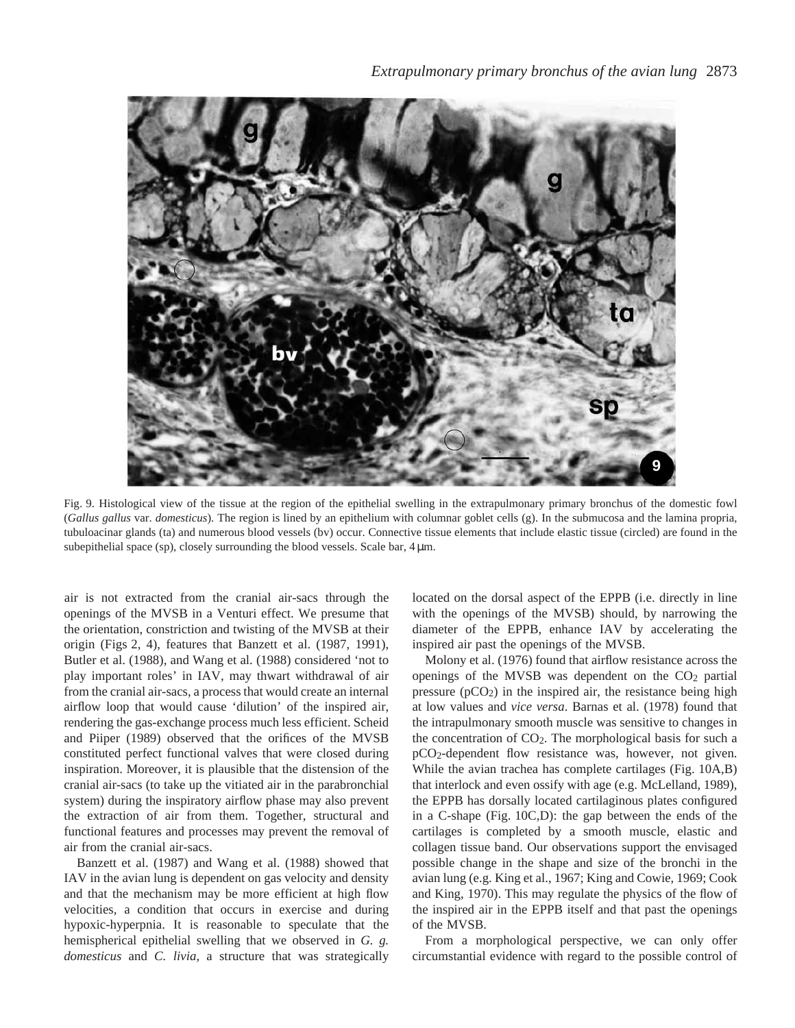Fig. 9. Histological view of the tissue at the region of the epithelial swelling in the extrapulmonary primary bronchus of the domestic fowl (*Gallus gallus* var. *domesticus*). The region is lined by an epithelium with columnar goblet cells (g). In the submucosa and the lamina propria, tubuloacinar glands (ta) and numerous blood vessels (bv) occur. Connective tissue elements that include elastic tissue (circled) are found in the subepithelial space (sp), closely surrounding the blood vessels. Scale bar, 4 μm.

air is not extracted from the cranial air-sacs through the openings of the MVSB in a Venturi effect. We presume that the orientation, constriction and twisting of the MVSB at their origin (Figs 2, 4), features that Banzett et al. (1987, 1991), Butler et al. (1988), and Wang et al. (1988) considered 'not to play important roles' in IAV, may thwart withdrawal of air from the cranial air-sacs, a process that would create an internal airflow loop that would cause 'dilution' of the inspired air, rendering the gas-exchange process much less efficient. Scheid and Piiper (1989) observed that the orifices of the MVSB constituted perfect functional valves that were closed during inspiration. Moreover, it is plausible that the distension of the cranial air-sacs (to take up the vitiated air in the parabronchial system) during the inspiratory airflow phase may also prevent the extraction of air from them. Together, structural and functional features and processes may prevent the removal of air from the cranial air-sacs.

Banzett et al. (1987) and Wang et al. (1988) showed that IAV in the avian lung is dependent on gas velocity and density and that the mechanism may be more efficient at high flow velocities, a condition that occurs in exercise and during hypoxic-hyperpnia. It is reasonable to speculate that the hemispherical epithelial swelling that we observed in *G. g. domesticus* and *C. livia*, a structure that was strategically located on the dorsal aspect of the EPPB (i.e. directly in line with the openings of the MVSB) should, by narrowing the diameter of the EPPB, enhance IAV by accelerating the inspired air past the openings of the MVSB.

Molony et al. (1976) found that airflow resistance across the openings of the MVSB was dependent on the $CO_2$ partial pressure ($pCO_2$) in the inspired air, the resistance being high at low values and *vice versa*. Barnas et al. (1978) found that the intrapulmonary smooth muscle was sensitive to changes in the concentration of $CO_2$. The morphological basis for such a $pCO_2$-dependent flow resistance was, however, not given. While the avian trachea has complete cartilages (Fig. 10A,B) that interlock and even ossify with age (e.g. McLelland, 1989), the EPPB has dorsally located cartilaginous plates configured in a C-shape (Fig. 10C,D): the gap between the ends of the cartilages is completed by a smooth muscle, elastic and collagen tissue band. Our observations support the envisaged possible change in the shape and size of the bronchi in the avian lung (e.g. King et al., 1967; King and Cowie, 1969; Cook and King, 1970). This may regulate the physics of the flow of the inspired air in the EPPB itself and that past the openings of the MVSB.

From a morphological perspective, we can only offer circumstantial evidence with regard to the possible control of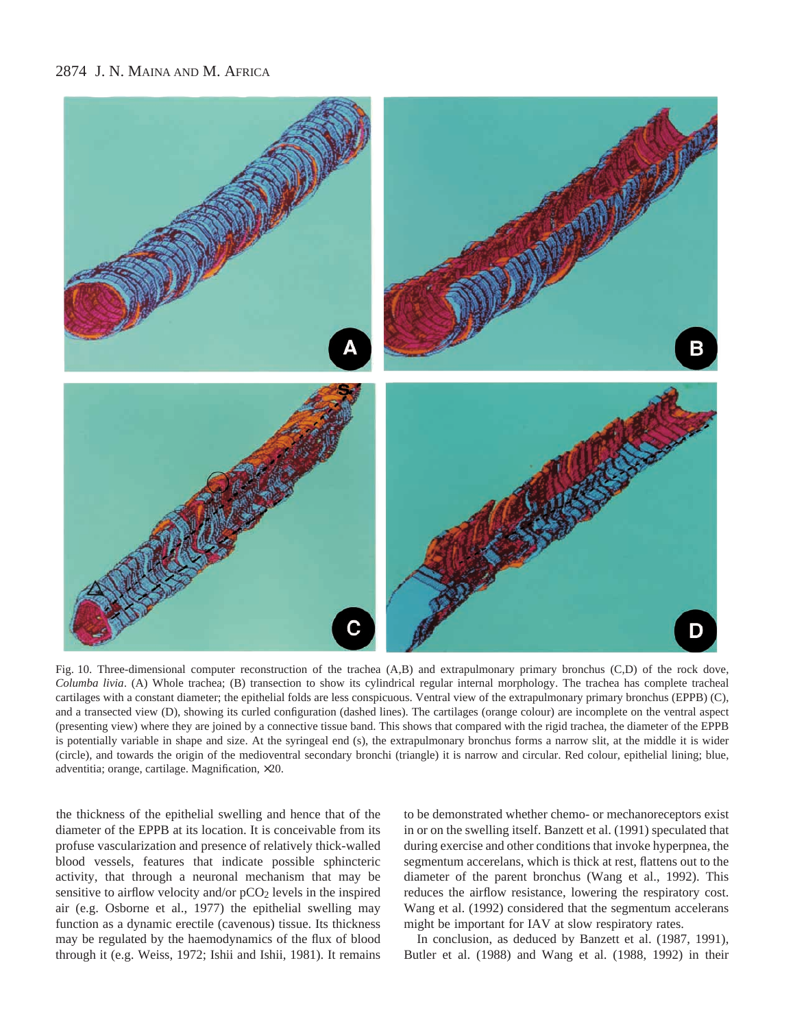Fig. 10. Three-dimensional computer reconstruction of the trachea (A,B) and extrapulmonary primary bronchus (C,D) of the rock dove, *Columba livia*. (A) Whole trachea; (B) transection to show its cylindrical regular internal morphology. The trachea has complete tracheal cartilages with a constant diameter; the epithelial folds are less conspicuous. Ventral view of the extrapulmonary primary bronchus (EPPB) (C), and a transected view (D), showing its curled configuration (dashed lines). The cartilages (orange colour) are incomplete on the ventral aspect (presenting view) where they are joined by a connective tissue band. This shows that compared with the rigid trachea, the diameter of the EPPB is potentially variable in shape and size. At the syringeal end (s), the extrapulmonary bronchus forms a narrow slit, at the middle it is wider (circle), and towards the origin of the medioventral secondary bronchi (triangle) it is narrow and circular. Red colour, epithelial lining; blue, adventitia; orange, cartilage. Magnification, ×20.

the thickness of the epithelial swelling and hence that of the diameter of the EPPB at its location. It is conceivable from its profuse vascularization and presence of relatively thick-walled blood vessels, features that indicate possible sphincteric activity, that through a neuronal mechanism that may be sensitive to airflow velocity and/or $pCO_2$ levels in the inspired air (e.g. Osborne et al., 1977) the epithelial swelling may function as a dynamic erectile (cavenous) tissue. Its thickness may be regulated by the haemodynamics of the flux of blood through it (e.g. Weiss, 1972; Ishii and Ishii, 1981). It remains to be demonstrated whether chemo- or mechanoreceptors exist in or on the swelling itself. Banzett et al. (1991) speculated that during exercise and other conditions that invoke hyperpnea, the segmentum accerelans, which is thick at rest, flattens out to the diameter of the parent bronchus (Wang et al., 1992). This reduces the airflow resistance, lowering the respiratory cost. Wang et al. (1992) considered that the segmentum accelerans might be important for IAV at slow respiratory rates.

In conclusion, as deduced by Banzett et al. (1987, 1991), Butler et al. (1988) and Wang et al. (1988, 1992) in their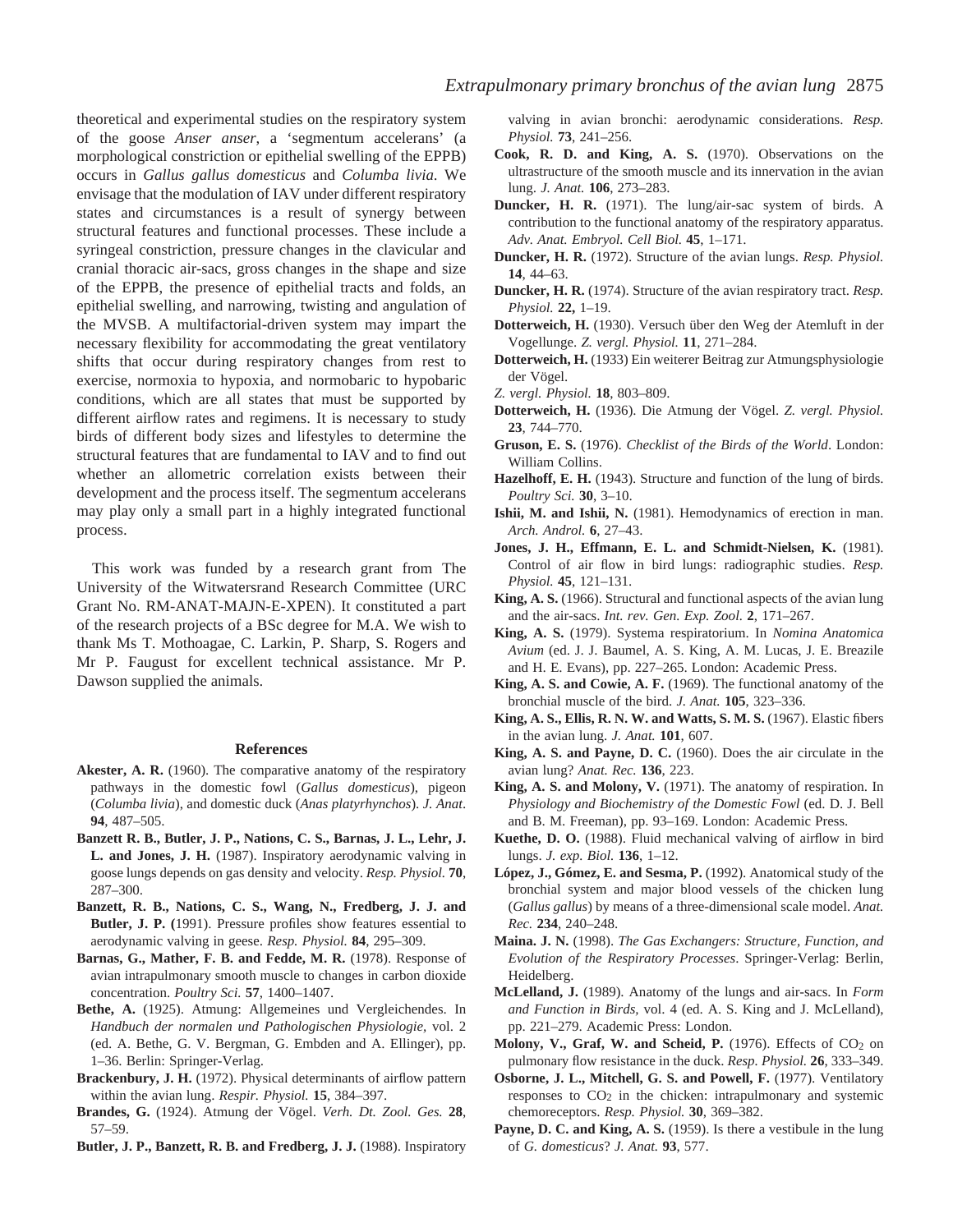theoretical and experimental studies on the respiratory system of the goose *Anser anser*, a 'segmentum accelerans' (a morphological constriction or epithelial swelling of the EPPB) occurs in *Gallus gallus domesticus* and *Columba livia*. We envisage that the modulation of IAV under different respiratory states and circumstances is a result of synergy between structural features and functional processes. These include a syringeal constriction, pressure changes in the clavicular and cranial thoracic air-sacs, gross changes in the shape and size of the EPPB, the presence of epithelial tracts and folds, an epithelial swelling, and narrowing, twisting and angulation of the MVSB. A multifactorial-driven system may impart the necessary flexibility for accommodating the great ventilatory shifts that occur during respiratory changes from rest to exercise, normoxia to hypoxia, and normobaric to hypobaric conditions, which are all states that must be supported by different airflow rates and regimens. It is necessary to study birds of different body sizes and lifestyles to determine the structural features that are fundamental to IAV and to find out whether an allometric correlation exists between their development and the process itself. The segmentum accelerans may play only a small part in a highly integrated functional process.

This work was funded by a research grant from The University of the Witwatersrand Research Committee (URC Grant No. RM-ANAT-MAJN-E-XPEN). It constituted a part of the research projects of a BSc degree for M.A. We wish to thank Ms T. Mothoagae, C. Larkin, P. Sharp, S. Rogers and Mr P. Faugust for excellent technical assistance. Mr P. Dawson supplied the animals.

## References

**Akester, A. R.** (1960). The comparative anatomy of the respiratory pathways in the domestic fowl (*Gallus domesticus*), pigeon (*Columba livia*), and domestic duck (*Anas platyrhynchos*). *J. Anat*. **94**, 487–505.

**Banzett R. B., Butler, J. P., Nations, C. S., Barnas, J. L., Lehr, J. L. and Jones, J. H.** (1987). Inspiratory aerodynamic valving in goose lungs depends on gas density and velocity. *Resp. Physiol.* **70**, 287–300.

**Banzett, R. B., Nations, C. S., Wang, N., Fredberg, J. J. and Butler, J. P. (**1991). Pressure profiles show features essential to aerodynamic valving in geese. *Resp. Physiol.* **84**, 295–309.

**Barnas, G., Mather, F. B. and Fedde, M. R.** (1978). Response of avian intrapulmonary smooth muscle to changes in carbon dioxide concentration. *Poultry Sci.* **57**, 1400–1407.

**Bethe, A.** (1925). Atmung: Allgemeines und Vergleichendes. In *Handbuch der normalen und Pathologischen Physiologie*, vol. 2 (ed. A. Bethe, G. V. Bergman, G. Embden and A. Ellinger), pp. 1–36. Berlin: Springer-Verlag.

**Brackenbury, J. H.** (1972). Physical determinants of airflow pattern within the avian lung. *Respir. Physiol.* **15**, 384–397.

**Brandes, G.** (1924). Atmung der Vögel. *Verh. Dt. Zool. Ges.* **28**, 57–59.

**Butler, J. P., Banzett, R. B. and Fredberg, J. J.** (1988). Inspiratory valving in avian bronchi: aerodynamic considerations. *Resp. Physiol.* **73**, 241–256.

**Cook, R. D. and King, A. S.** (1970). Observations on the ultrastructure of the smooth muscle and its innervation in the avian lung. *J. Anat.* **106**, 273–283.

**Duncker, H. R.** (1971). The lung/air-sac system of birds. A contribution to the functional anatomy of the respiratory apparatus. *Adv. Anat. Embryol. Cell Biol.* **45**, 1–171.

**Duncker, H. R.** (1972). Structure of the avian lungs. *Resp. Physiol.* **14**, 44–63.

**Duncker, H. R.** (1974). Structure of the avian respiratory tract. *Resp. Physiol.* **22,** 1–19.

**Dotterweich, H.** (1930). Versuch über den Weg der Atemluft in der Vogellunge. *Z. vergl. Physiol.* **11**, 271–284.

**Dotterweich, H.** (1933) Ein weiterer Beitrag zur Atmungsphysiologie der Vögel.
*Z. vergl. Physiol.* **18**, 803–809.

**Dotterweich, H.** (1936). Die Atmung der Vögel. *Z. vergl. Physiol.* **23**, 744–770.

**Gruson, E. S.** (1976). *Checklist of the Birds of the World*. London: William Collins.

**Hazelhoff, E. H.** (1943). Structure and function of the lung of birds. *Poultry Sci.* **30**, 3–10.

**Ishii, M. and Ishii, N.** (1981). Hemodynamics of erection in man. *Arch. Androl.* **6**, 27–43.

**Jones, J. H., Effmann, E. L. and Schmidt-Nielsen, K.** (1981). Control of air flow in bird lungs: radiographic studies. *Resp. Physiol.* **45**, 121–131.

**King, A. S.** (1966). Structural and functional aspects of the avian lung and the air-sacs. *Int. rev. Gen. Exp. Zool.* **2**, 171–267.

**King, A. S.** (1979). Systema respiratorium. In *Nomina Anatomica Avium* (ed. J. J. Baumel, A. S. King, A. M. Lucas, J. E. Breazile and H. E. Evans), pp. 227–265. London: Academic Press.

**King, A. S. and Cowie, A. F.** (1969). The functional anatomy of the bronchial muscle of the bird. *J. Anat.* **105**, 323–336.

**King, A. S., Ellis, R. N. W. and Watts, S. M. S.** (1967). Elastic fibers in the avian lung. *J. Anat.* **101**, 607.

**King, A. S. and Payne, D. C.** (1960). Does the air circulate in the avian lung? *Anat. Rec.* **136**, 223.

**King, A. S. and Molony, V.** (1971). The anatomy of respiration. In *Physiology and Biochemistry of the Domestic Fowl* (ed. D. J. Bell and B. M. Freeman), pp. 93–169. London: Academic Press.

**Kuethe, D. O.** (1988). Fluid mechanical valving of airflow in bird lungs. *J. exp. Biol.* **136**, 1–12.

**López, J., Gómez, E. and Sesma, P.** (1992). Anatomical study of the bronchial system and major blood vessels of the chicken lung (*Gallus gallus*) by means of a three-dimensional scale model. *Anat. Rec.* **234**, 240–248.

**Maina. J. N.** (1998). *The Gas Exchangers: Structure, Function, and Evolution of the Respiratory Processes*. Springer-Verlag: Berlin, Heidelberg.

**McLelland, J.** (1989). Anatomy of the lungs and air-sacs. In *Form and Function in Birds*, vol. 4 (ed. A. S. King and J. McLelland), pp. 221–279. Academic Press: London.

**Molony, V., Graf, W. and Scheid, P.** (1976). Effects of $CO_2$ on pulmonary flow resistance in the duck. *Resp. Physiol.* **26**, 333–349.

**Osborne, J. L., Mitchell, G. S. and Powell, F.** (1977). Ventilatory responses to $CO_2$ in the chicken: intrapulmonary and systemic chemoreceptors. *Resp. Physiol.* **30**, 369–382.

**Payne, D. C. and King, A. S.** (1959). Is there a vestibule in the lung of *G. domesticus*? *J. Anat.* **93**, 577.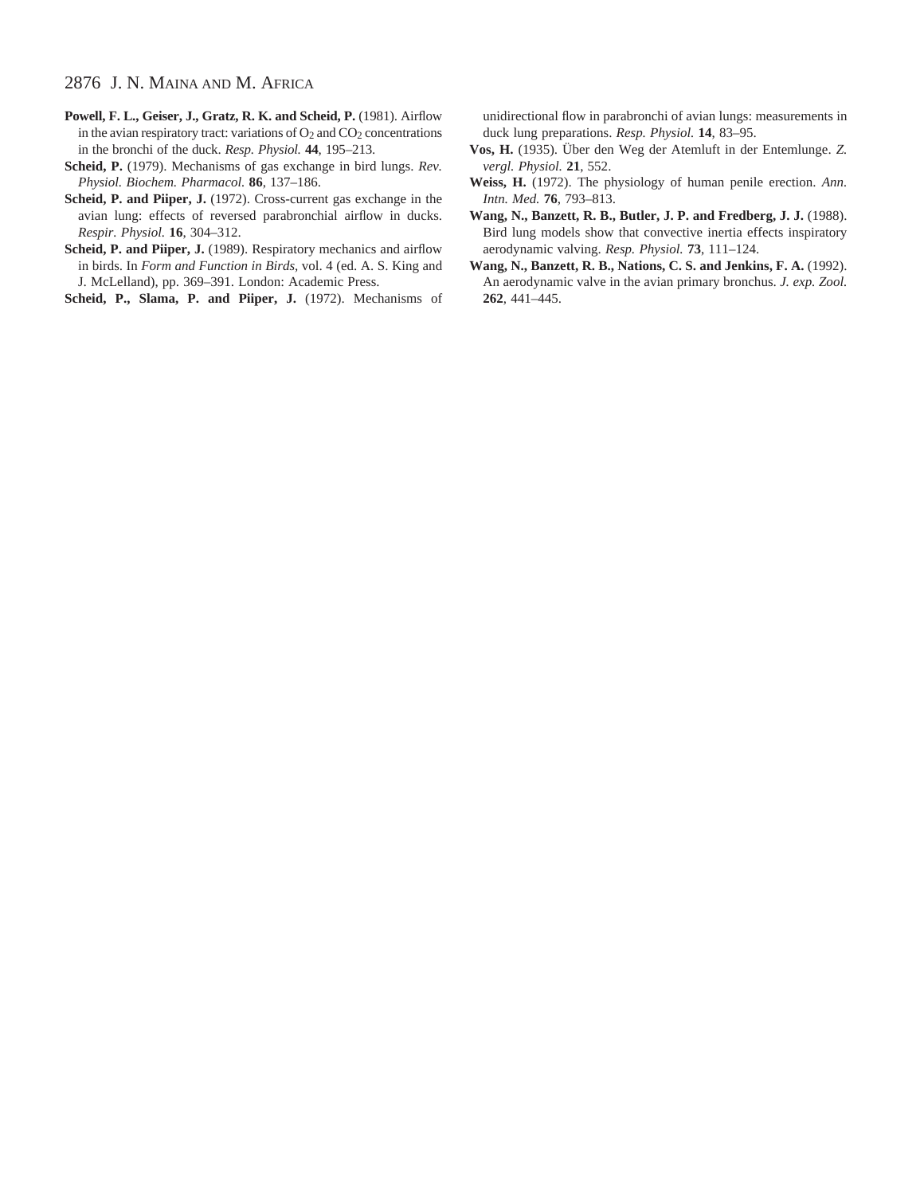**Powell, F. L., Geiser, J., Gratz, R. K. and Scheid, P.** (1981). Airflow in the avian respiratory tract: variations of $O_2$ and $CO_2$ concentrations in the bronchi of the duck. *Resp. Physiol.* **44**, 195–213.

**Scheid, P.** (1979). Mechanisms of gas exchange in bird lungs. *Rev. Physiol. Biochem. Pharmacol.* **86**, 137–186.

**Scheid, P. and Piiper, J.** (1972). Cross-current gas exchange in the avian lung: effects of reversed parabronchial airflow in ducks. *Respir. Physiol.* **16**, 304–312.

**Scheid, P. and Piiper, J.** (1989). Respiratory mechanics and airflow in birds. In *Form and Function in Birds*, vol. 4 (ed. A. S. King and J. McLelland), pp. 369–391. London: Academic Press.

**Scheid, P., Slama, P. and Piiper, J.** (1972). Mechanisms of unidirectional flow in parabronchi of avian lungs: measurements in duck lung preparations. *Resp. Physiol.* **14**, 83–95.

**Vos, H.** (1935). Über den Weg der Atemluft in der Entemlunge. *Z. vergl. Physiol.* **21**, 552.

**Weiss, H.** (1972). The physiology of human penile erection. *Ann. Intn. Med.* **76**, 793–813.

**Wang, N., Banzett, R. B., Butler, J. P. and Fredberg, J. J.** (1988). Bird lung models show that convective inertia effects inspiratory aerodynamic valving. *Resp. Physiol.* **73**, 111–124.

**Wang, N., Banzett, R. B., Nations, C. S. and Jenkins, F. A.** (1992). An aerodynamic valve in the avian primary bronchus. *J. exp. Zool.* **262**, 441–445.